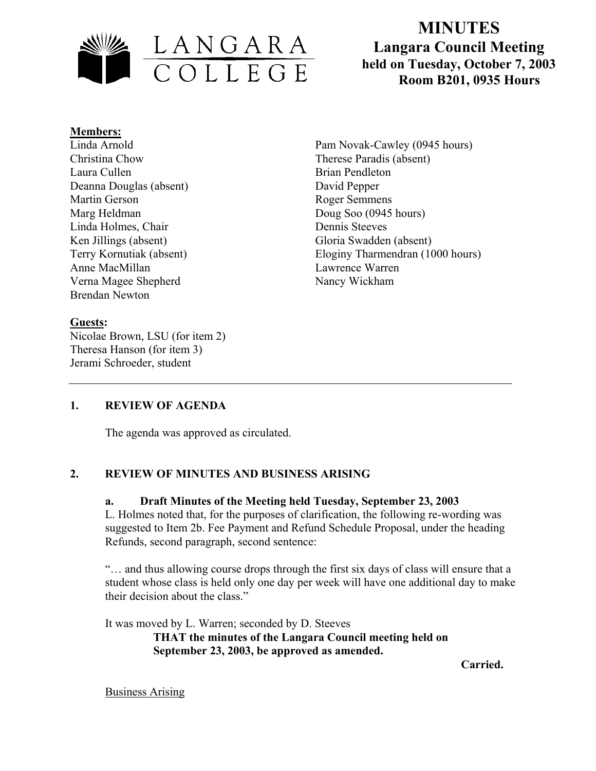# MINUTES

## Langara Council Meeting
### held on Tuesday, October 7, 2003
### Room B201, 0935 Hours

**Members:**

Linda Arnold
Christina Chow
Laura Cullen
Deanna Douglas (absent)
Martin Gerson
Marg Heldman
Linda Holmes, Chair
Ken Jillings (absent)
Terry Kornutiak (absent)
Anne MacMillan
Verna Magee Shepherd
Brendan Newton
Pam Novak-Cawley (0945 hours)
Therese Paradis (absent)
Brian Pendleton
David Pepper
Roger Semmens
Doug Soo (0945 hours)
Dennis Steeves
Gloria Swadden (absent)
Eloginy Tharmendran (1000 hours)
Lawrence Warren
Nancy Wickham

**Guests:**

Nicolae Brown, LSU (for item 2)
Theresa Hanson (for item 3)
Jerami Schroeder, student

---

## 1. REVIEW OF AGENDA

The agenda was approved as circulated.

## 2. REVIEW OF MINUTES AND BUSINESS ARISING

### a. Draft Minutes of the Meeting held Tuesday, September 23, 2003

L. Holmes noted that, for the purposes of clarification, the following re-wording was suggested to Item 2b. Fee Payment and Refund Schedule Proposal, under the heading Refunds, second paragraph, second sentence:

"… and thus allowing course drops through the first six days of class will ensure that a student whose class is held only one day per week will have one additional day to make their decision about the class."

It was moved by L. Warren; seconded by D. Steeves

**THAT the minutes of the Langara Council meeting held on September 23, 2003, be approved as amended.**

**Carried.**

Business Arising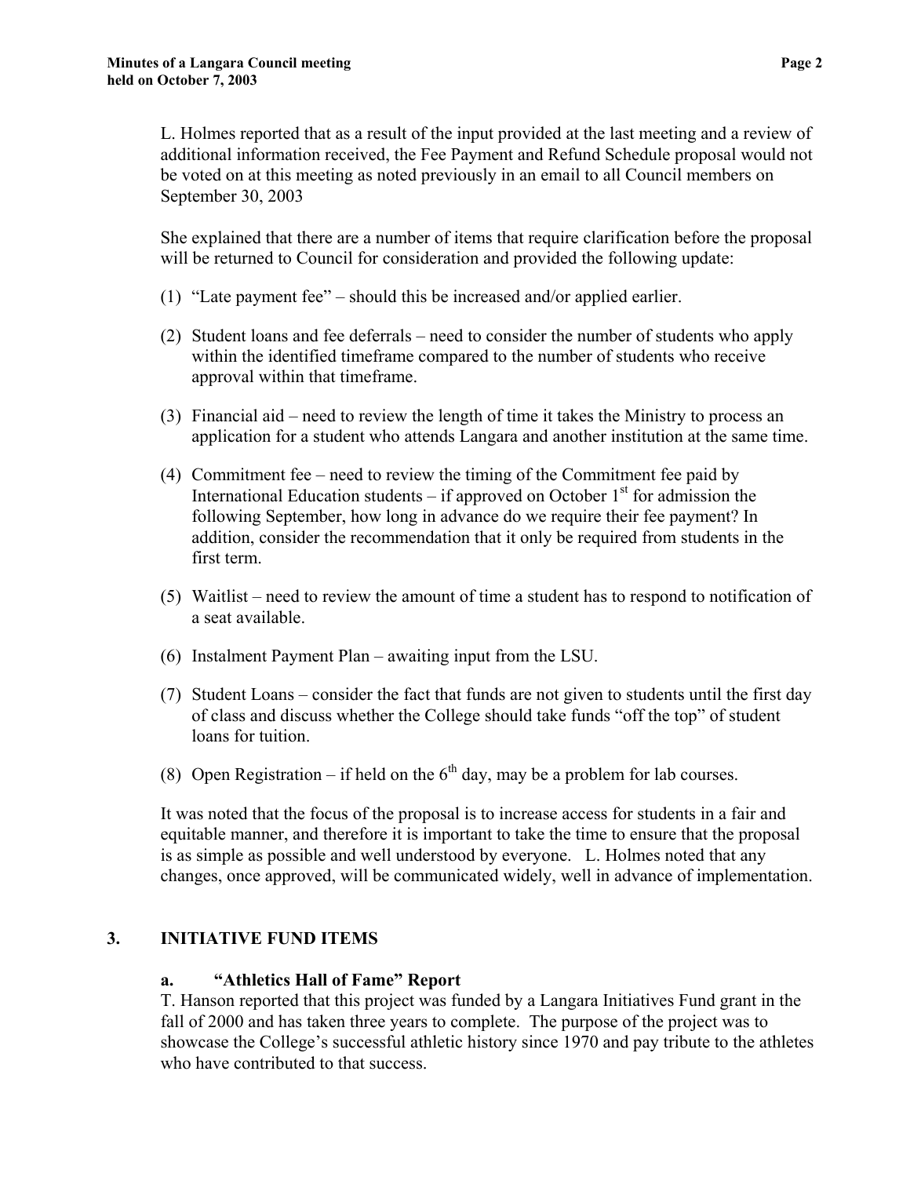L. Holmes reported that as a result of the input provided at the last meeting and a review of additional information received, the Fee Payment and Refund Schedule proposal would not be voted on at this meeting as noted previously in an email to all Council members on September 30, 2003

She explained that there are a number of items that require clarification before the proposal will be returned to Council for consideration and provided the following update:

(1) "Late payment fee" – should this be increased and/or applied earlier.

(2) Student loans and fee deferrals – need to consider the number of students who apply within the identified timeframe compared to the number of students who receive approval within that timeframe.

(3) Financial aid – need to review the length of time it takes the Ministry to process an application for a student who attends Langara and another institution at the same time.

(4) Commitment fee – need to review the timing of the Commitment fee paid by International Education students – if approved on October 1st for admission the following September, how long in advance do we require their fee payment? In addition, consider the recommendation that it only be required from students in the first term.

(5) Waitlist – need to review the amount of time a student has to respond to notification of a seat available.

(6) Instalment Payment Plan – awaiting input from the LSU.

(7) Student Loans – consider the fact that funds are not given to students until the first day of class and discuss whether the College should take funds "off the top" of student loans for tuition.

(8) Open Registration – if held on the 6th day, may be a problem for lab courses.

It was noted that the focus of the proposal is to increase access for students in a fair and equitable manner, and therefore it is important to take the time to ensure that the proposal is as simple as possible and well understood by everyone. L. Holmes noted that any changes, once approved, will be communicated widely, well in advance of implementation.

## 3. INITIATIVE FUND ITEMS

### a. "Athletics Hall of Fame" Report

T. Hanson reported that this project was funded by a Langara Initiatives Fund grant in the fall of 2000 and has taken three years to complete. The purpose of the project was to showcase the College's successful athletic history since 1970 and pay tribute to the athletes who have contributed to that success.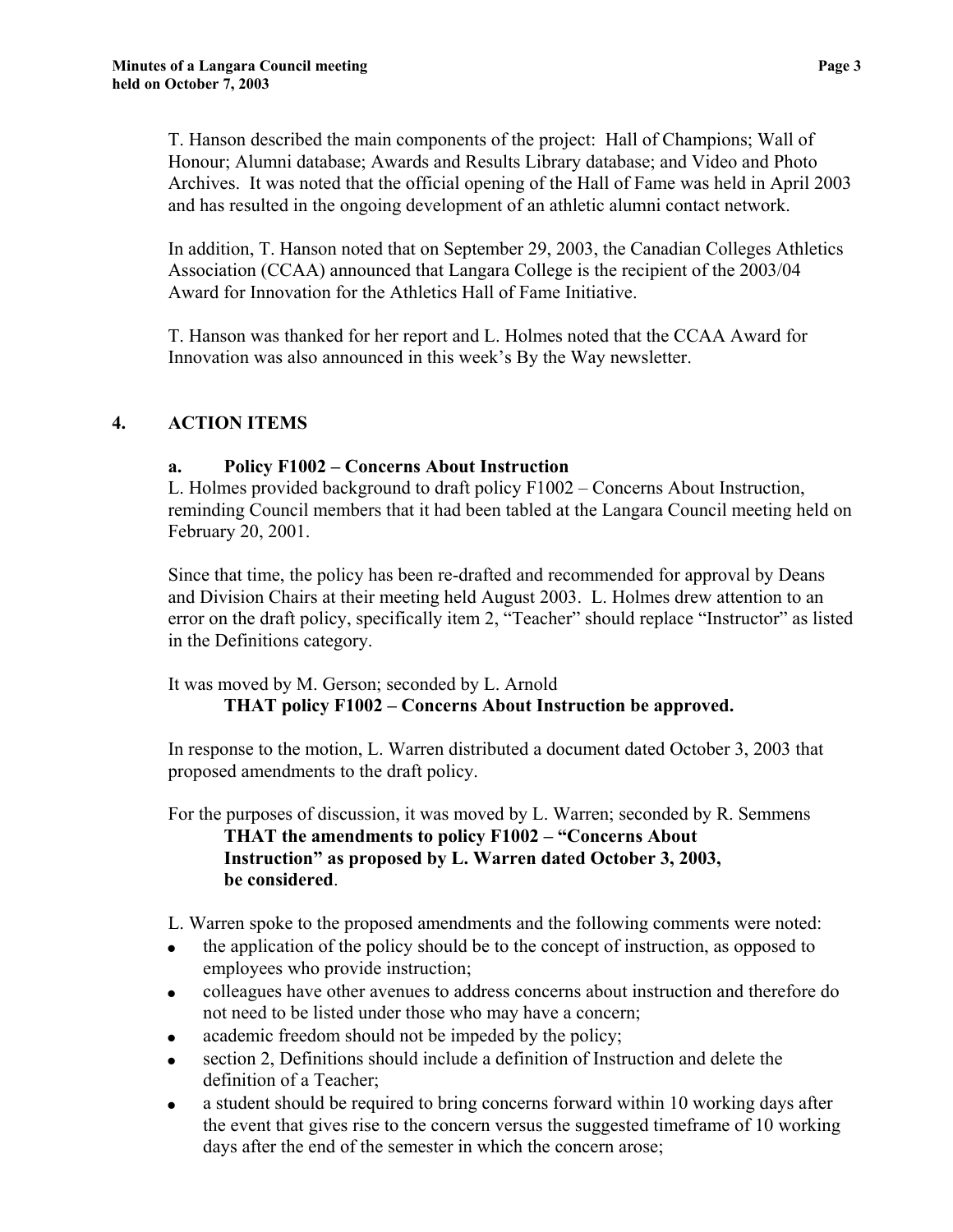T. Hanson described the main components of the project: Hall of Champions; Wall of Honour; Alumni database; Awards and Results Library database; and Video and Photo Archives. It was noted that the official opening of the Hall of Fame was held in April 2003 and has resulted in the ongoing development of an athletic alumni contact network.

In addition, T. Hanson noted that on September 29, 2003, the Canadian Colleges Athletics Association (CCAA) announced that Langara College is the recipient of the 2003/04 Award for Innovation for the Athletics Hall of Fame Initiative.

T. Hanson was thanked for her report and L. Holmes noted that the CCAA Award for Innovation was also announced in this week's By the Way newsletter.

## 4. ACTION ITEMS

### a. Policy F1002 – Concerns About Instruction

L. Holmes provided background to draft policy F1002 – Concerns About Instruction, reminding Council members that it had been tabled at the Langara Council meeting held on February 20, 2001.

Since that time, the policy has been re-drafted and recommended for approval by Deans and Division Chairs at their meeting held August 2003. L. Holmes drew attention to an error on the draft policy, specifically item 2, "Teacher" should replace "Instructor" as listed in the Definitions category.

It was moved by M. Gerson; seconded by L. Arnold

**THAT policy F1002 – Concerns About Instruction be approved.**

In response to the motion, L. Warren distributed a document dated October 3, 2003 that proposed amendments to the draft policy.

For the purposes of discussion, it was moved by L. Warren; seconded by R. Semmens

**THAT the amendments to policy F1002 – "Concerns About Instruction" as proposed by L. Warren dated October 3, 2003, be considered**.

L. Warren spoke to the proposed amendments and the following comments were noted:

- the application of the policy should be to the concept of instruction, as opposed to employees who provide instruction;
- colleagues have other avenues to address concerns about instruction and therefore do not need to be listed under those who may have a concern;
- academic freedom should not be impeded by the policy;
- section 2, Definitions should include a definition of Instruction and delete the definition of a Teacher;
- a student should be required to bring concerns forward within 10 working days after the event that gives rise to the concern versus the suggested timeframe of 10 working days after the end of the semester in which the concern arose;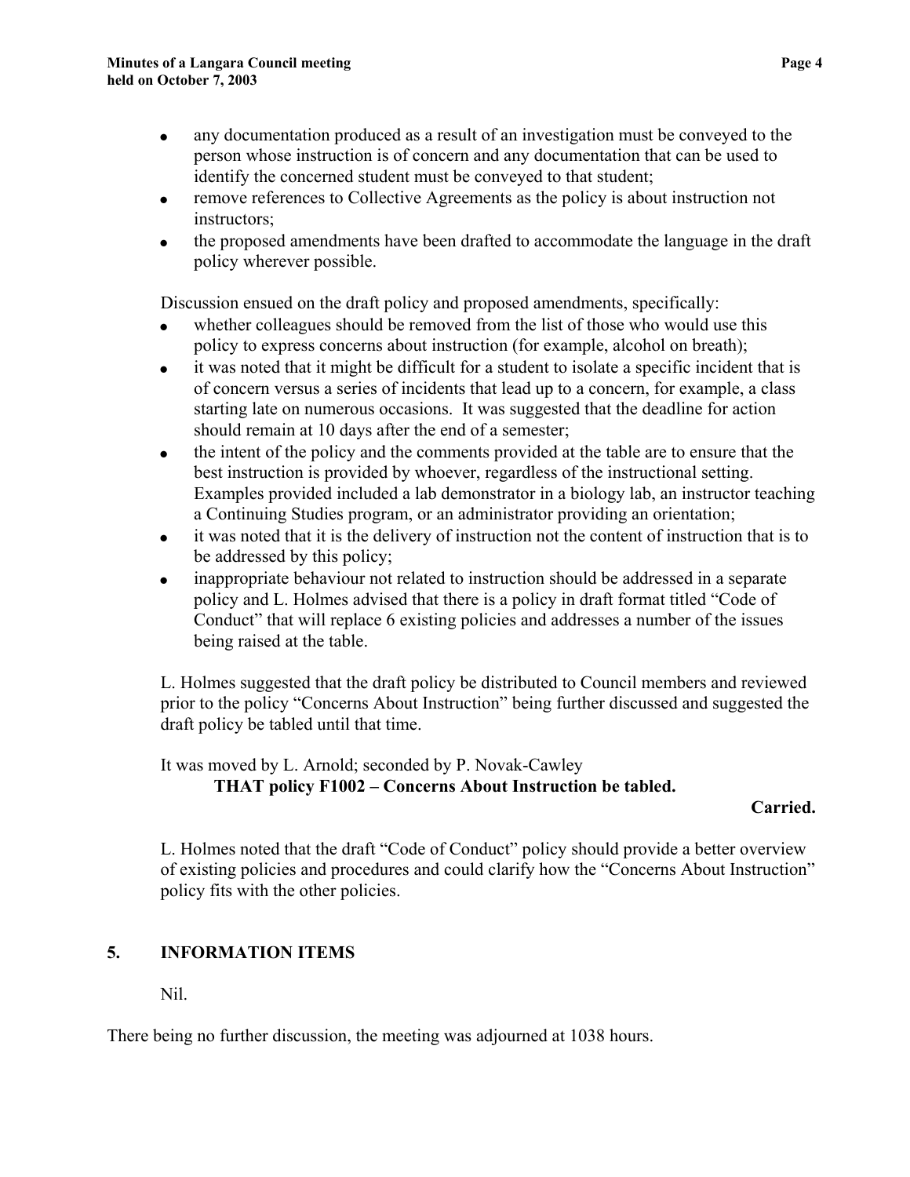- any documentation produced as a result of an investigation must be conveyed to the person whose instruction is of concern and any documentation that can be used to identify the concerned student must be conveyed to that student;
- remove references to Collective Agreements as the policy is about instruction not instructors;
- the proposed amendments have been drafted to accommodate the language in the draft policy wherever possible.

Discussion ensued on the draft policy and proposed amendments, specifically:

- whether colleagues should be removed from the list of those who would use this policy to express concerns about instruction (for example, alcohol on breath);
- it was noted that it might be difficult for a student to isolate a specific incident that is of concern versus a series of incidents that lead up to a concern, for example, a class starting late on numerous occasions. It was suggested that the deadline for action should remain at 10 days after the end of a semester;
- the intent of the policy and the comments provided at the table are to ensure that the best instruction is provided by whoever, regardless of the instructional setting. Examples provided included a lab demonstrator in a biology lab, an instructor teaching a Continuing Studies program, or an administrator providing an orientation;
- it was noted that it is the delivery of instruction not the content of instruction that is to be addressed by this policy;
- inappropriate behaviour not related to instruction should be addressed in a separate policy and L. Holmes advised that there is a policy in draft format titled "Code of Conduct" that will replace 6 existing policies and addresses a number of the issues being raised at the table.

L. Holmes suggested that the draft policy be distributed to Council members and reviewed prior to the policy "Concerns About Instruction" being further discussed and suggested the draft policy be tabled until that time.

It was moved by L. Arnold; seconded by P. Novak-Cawley

**THAT policy F1002 – Concerns About Instruction be tabled.**

**Carried.**

L. Holmes noted that the draft "Code of Conduct" policy should provide a better overview of existing policies and procedures and could clarify how the "Concerns About Instruction" policy fits with the other policies.

## 5. INFORMATION ITEMS

Nil.

There being no further discussion, the meeting was adjourned at 1038 hours.